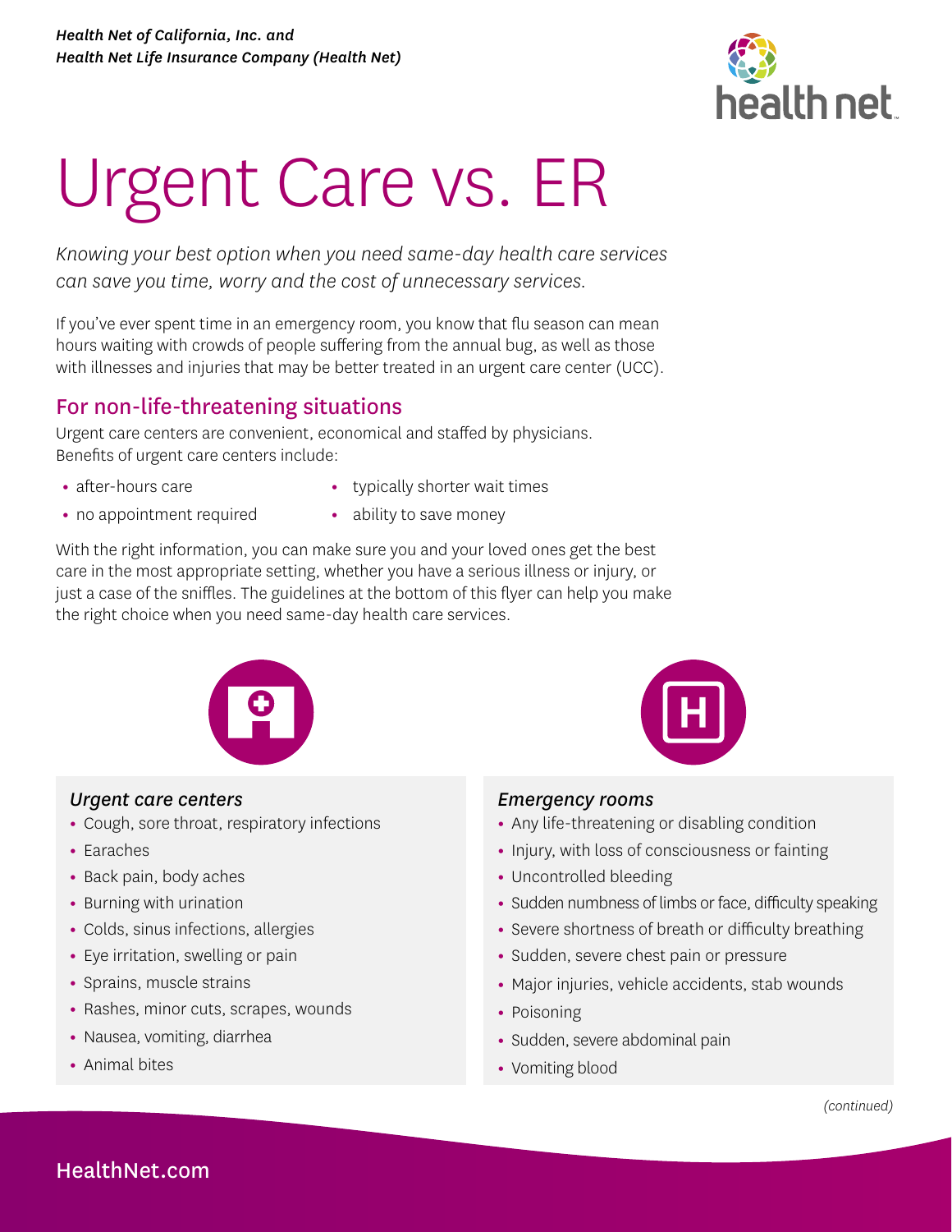*Health Net of California, Inc. and*
*Health Net Life Insurance Company (Health Net)*

# Urgent Care vs. ER

*Knowing your best option when you need same-day health care services can save you time, worry and the cost of unnecessary services.*

If you've ever spent time in an emergency room, you know that flu season can mean hours waiting with crowds of people suffering from the annual bug, as well as those with illnesses and injuries that may be better treated in an urgent care center (UCC).

## For non-life-threatening situations

Urgent care centers are convenient, economical and staffed by physicians. Benefits of urgent care centers include:

- after-hours care
- no appointment required
- typically shorter wait times
- ability to save money

With the right information, you can make sure you and your loved ones get the best care in the most appropriate setting, whether you have a serious illness or injury, or just a case of the sniffles. The guidelines at the bottom of this flyer can help you make the right choice when you need same-day health care services.

### *Urgent care centers*

- Cough, sore throat, respiratory infections
- Earaches
- Back pain, body aches
- Burning with urination
- Colds, sinus infections, allergies
- Eye irritation, swelling or pain
- Sprains, muscle strains
- Rashes, minor cuts, scrapes, wounds
- Nausea, vomiting, diarrhea
- Animal bites

### *Emergency rooms*

- Any life-threatening or disabling condition
- Injury, with loss of consciousness or fainting
- Uncontrolled bleeding
- Sudden numbness of limbs or face, difficulty speaking
- Severe shortness of breath or difficulty breathing
- Sudden, severe chest pain or pressure
- Major injuries, vehicle accidents, stab wounds
- Poisoning
- Sudden, severe abdominal pain
- Vomiting blood

*(continued)*

HealthNet.com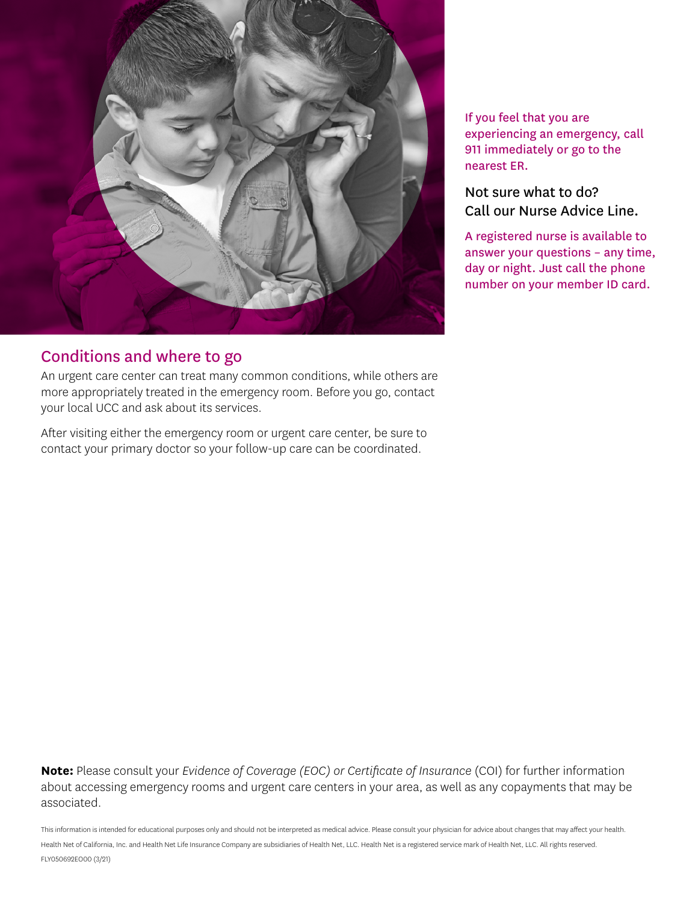If you feel that you are experiencing an emergency, call 911 immediately or go to the nearest ER.

Not sure what to do?
Call our Nurse Advice Line.

A registered nurse is available to answer your questions – any time, day or night. Just call the phone number on your member ID card.

## Conditions and where to go

An urgent care center can treat many common conditions, while others are more appropriately treated in the emergency room. Before you go, contact your local UCC and ask about its services.

After visiting either the emergency room or urgent care center, be sure to contact your primary doctor so your follow-up care can be coordinated.

**Note:** Please consult your *Evidence of Coverage (EOC) or Certificate of Insurance* (COI) for further information about accessing emergency rooms and urgent care centers in your area, as well as any copayments that may be associated.

This information is intended for educational purposes only and should not be interpreted as medical advice. Please consult your physician for advice about changes that may affect your health.

Health Net of California, Inc. and Health Net Life Insurance Company are subsidiaries of Health Net, LLC. Health Net is a registered service mark of Health Net, LLC. All rights reserved.

FLY050692EO00 (3/21)